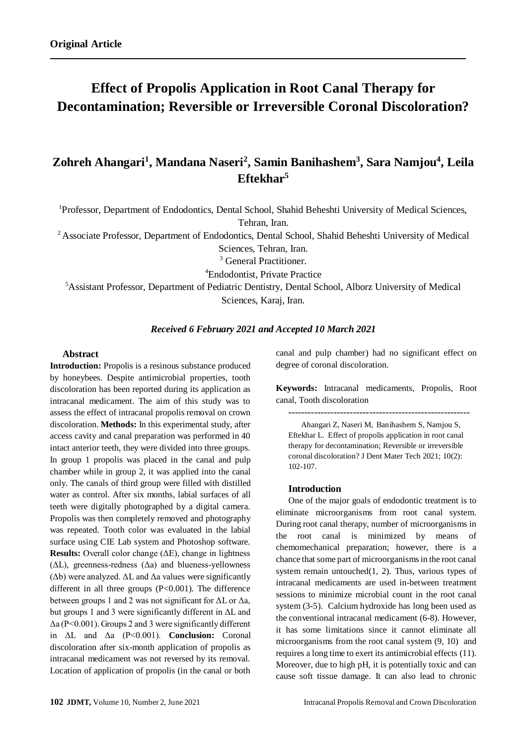**Original Article**

# Effect of Propolis Application in Root Canal Therapy for Decontamination; Reversible or Irreversible Coronal Discoloration?

## Zohreh Ahangari[1], Mandana Naseri[2], Samin Banihashem[3], Sara Namjou[4], Leila Eftekhar[5]

[1]Professor, Department of Endodontics, Dental School, Shahid Beheshti University of Medical Sciences, Tehran, Iran.

[2] Associate Professor, Department of Endodontics, Dental School, Shahid Beheshti University of Medical Sciences, Tehran, Iran.

[3] General Practitioner.

[4]Endodontist, Private Practice

[5]Assistant Professor, Department of Pediatric Dentistry, Dental School, Alborz University of Medical Sciences, Karaj, Iran.

***Received 6 February 2021 and Accepted 10 March 2021***

### Abstract

**Introduction:** Propolis is a resinous substance produced by honeybees. Despite antimicrobial properties, tooth discoloration has been reported during its application as intracanal medicament. The aim of this study was to assess the effect of intracanal propolis removal on crown discoloration. **Methods:** In this experimental study, after access cavity and canal preparation was performed in 40 intact anterior teeth, they were divided into three groups. In group 1 propolis was placed in the canal and pulp chamber while in group 2, it was applied into the canal only. The canals of third group were filled with distilled water as control. After six months, labial surfaces of all teeth were digitally photographed by a digital camera. Propolis was then completely removed and photography was repeated. Tooth color was evaluated in the labial surface using CIE Lab system and Photoshop software. **Results:** Overall color change ($\Delta E$), change in lightness ($\Delta L$), greenness-redness ($\Delta a$) and blueness-yellowness ($\Delta b$) were analyzed. $\Delta L$ and $\Delta a$ values were significantly different in all three groups ($P<0.001$). The difference between groups 1 and 2 was not significant for $\Delta L$ or $\Delta a$, but groups 1 and 3 were significantly different in $\Delta L$ and $\Delta a$ ($P<0.001$). Groups 2 and 3 were significantly different in $\Delta L$ and $\Delta a$ ($P<0.001$). **Conclusion:** Coronal discoloration after six-month application of propolis as intracanal medicament was not reversed by its removal. Location of application of propolis (in the canal or both canal and pulp chamber) had no significant effect on degree of coronal discoloration.

**Keywords:** Intracanal medicaments, Propolis, Root canal, Tooth discoloration

---

Ahangari Z, Naseri M, Banihashem S, Namjou S, Eftekhar L. Effect of propolis application in root canal therapy for decontamination; Reversible or irreversible coronal discoloration? J Dent Mater Tech 2021; 10(2): 102-107.

### Introduction

One of the major goals of endodontic treatment is to eliminate microorganisms from root canal system. During root canal therapy, number of microorganisms in the root canal is minimized by means of chemomechanical preparation; however, there is a chance that some part of microorganisms in the root canal system remain untouched(1, 2). Thus, various types of intracanal medicaments are used in-between treatment sessions to minimize microbial count in the root canal system (3-5). Calcium hydroxide has long been used as the conventional intracanal medicament (6-8). However, it has some limitations since it cannot eliminate all microorganisms from the root canal system (9, 10) and requires a long time to exert its antimicrobial effects (11). Moreover, due to high pH, it is potentially toxic and can cause soft tissue damage. It can also lead to chronic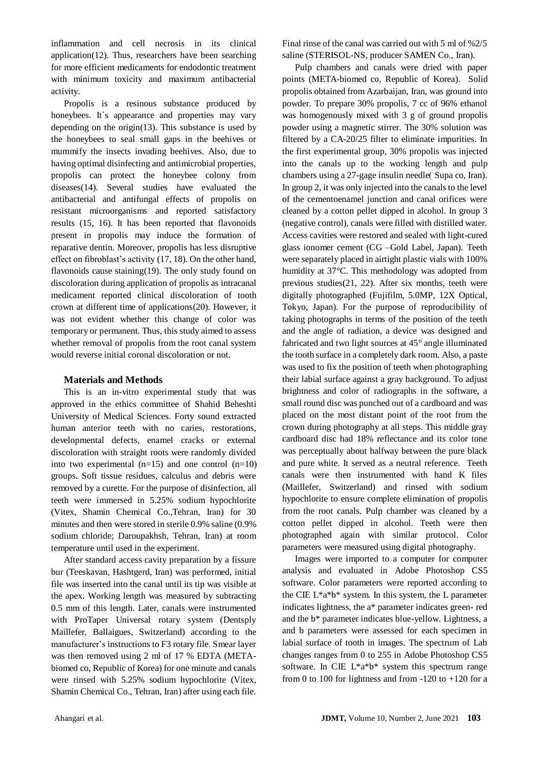inflammation and cell necrosis in its clinical application(12). Thus, researchers have been searching for more efficient medicaments for endodontic treatment with minimum toxicity and maximum antibacterial activity.

Propolis is a resinous substance produced by honeybees. It`s appearance and properties may vary depending on the origin(13). This substance is used by the honeybees to seal small gaps in the beehives or mummify the insects invading beehives. Also, due to having optimal disinfecting and antimicrobial properties, propolis can protect the honeybee colony from diseases(14). Several studies have evaluated the antibacterial and antifungal effects of propolis on resistant microorganisms and reported satisfactory results (15, 16). It has been reported that flavonoids present in propolis may induce the formation of reparative dentin. Moreover, propolis has less disruptive effect on fibroblast's activity (17, 18). On the other hand, flavonoids cause staining(19). The only study found on discoloration during application of propolis as intracanal medicament reported clinical discoloration of tooth crown at different time of applications(20). However, it was not evident whether this change of color was temporary or permanent. Thus, this study aimed to assess whether removal of propolis from the root canal system would reverse initial coronal discoloration or not.

## Materials and Methods

This is an in-vitro experimental study that was approved in the ethics committee of Shahid Beheshti University of Medical Sciences. Forty sound extracted human anterior teeth with no caries, restorations, developmental defects, enamel cracks or external discoloration with straight roots were randomly divided into two experimental (n=15) and one control (n=10) groups. Soft tissue residues, calculus and debris were removed by a curette. For the purpose of disinfection, all teeth were immersed in 5.25% sodium hypochlorite (Vitex, Shamin Chemical Co.,Tehran, Iran) for 30 minutes and then were stored in sterile 0.9% saline (0.9% sodium chloride; Daroupakhsh, Tehran, Iran) at room temperature until used in the experiment.

After standard access cavity preparation by a fissure bur (Teeskavan, Hashtgerd, Iran) was performed, initial file was inserted into the canal until its tip was visible at the apex. Working length was measured by subtracting 0.5 mm of this length. Later, canals were instrumented with ProTaper Universal rotary system (Dentsply Maillefer, Ballaigues, Switzerland) according to the manufacturer's instructions to F3 rotary file. Smear layer was then removed using 2 ml of 17 % EDTA (META-biomed co, Republic of Korea) for one minute and canals were rinsed with 5.25% sodium hypochlorite (Vitex, Shamin Chemical Co., Tehran, Iran) after using each file. Final rinse of the canal was carried out with 5 ml of %2/5 saline (STERISOL-NS, producer SAMEN Co., Iran).

Pulp chambers and canals were dried with paper points (META-biomed co, Republic of Korea). Solid propolis obtained from Azarbaijan, Iran, was ground into powder. To prepare 30% propolis, 7 cc of 96% ethanol was homogenously mixed with 3 g of ground propolis powder using a magnetic stirrer. The 30% solution was filtered by a CA-20/25 filter to eliminate impurities. In the first experimental group, 30% propolis was injected into the canals up to the working length and pulp chambers using a 27-gage insulin needle( Supa co, Iran). In group 2, it was only injected into the canals to the level of the cementoenamel junction and canal orifices were cleaned by a cotton pellet dipped in alcohol. In group 3 (negative control), canals were filled with distilled water. Access cavities were restored and sealed with light-cured glass ionomer cement (CG –Gold Label, Japan). Teeth were separately placed in airtight plastic vials with 100% humidity at 37°C. This methodology was adopted from previous studies(21, 22). After six months, teeth were digitally photographed (Fujifilm, 5.0MP, 12X Optical, Tokyo, Japan). For the purpose of reproducibility of taking photographs in terms of the position of the teeth and the angle of radiation, a device was designed and fabricated and two light sources at 45° angle illuminated the tooth surface in a completely dark room. Also, a paste was used to fix the position of teeth when photographing their labial surface against a gray background. To adjust brightness and color of radiographs in the software, a small round disc was punched out of a cardboard and was placed on the most distant point of the root from the crown during photography at all steps. This middle gray cardboard disc had 18% reflectance and its color tone was perceptually about halfway between the pure black and pure white. It served as a neutral reference. Teeth canals were then instrumented with hand K files (Maillefer, Switzerland) and rinsed with sodium hypochlorite to ensure complete elimination of propolis from the root canals. Pulp chamber was cleaned by a cotton pellet dipped in alcohol. Teeth were then photographed again with similar protocol. Color parameters were measured using digital photography.

Images were imported to a computer for computer analysis and evaluated in Adobe Photoshop CS5 software. Color parameters were reported according to the CIE L*a*b* system. In this system, the L parameter indicates lightness, the a* parameter indicates green- red and the b* parameter indicates blue-yellow. Lightness, a and b parameters were assessed for each specimen in labial surface of tooth in images. The spectrum of Lab changes ranges from 0 to 255 in Adobe Photoshop CS5 software. In CIE L*a*b* system this spectrum range from 0 to 100 for lightness and from -120 to +120 for a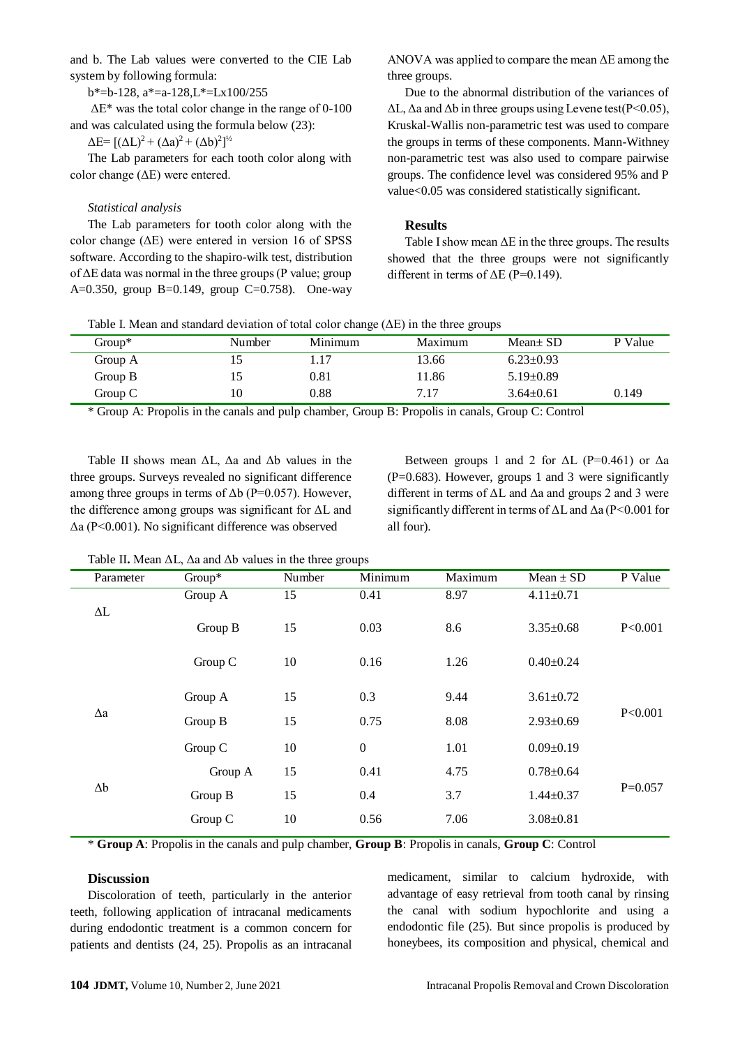and b. The Lab values were converted to the CIE Lab system by following formula:

$b^*=b-128$, $a^*=a-128$, $L^*=L\times100/255$

$\Delta E^*$ was the total color change in the range of 0-100 and was calculated using the formula below (23):

$\Delta E= [(\Delta L)^2 + (\Delta a)^2 + (\Delta b)^2]^{½}$

The Lab parameters for each tooth color along with color change (ΔE) were entered.

*Statistical analysis*

The Lab parameters for tooth color along with the color change (ΔE) were entered in version 16 of SPSS software. According to the shapiro-wilk test, distribution of ΔE data was normal in the three groups (P value; group A=0.350, group B=0.149, group C=0.758). One-way ANOVA was applied to compare the mean ΔE among the three groups.

Due to the abnormal distribution of the variances of ΔL, Δa and Δb in three groups using Levene test($P<0.05$), Kruskal-Wallis non-parametric test was used to compare the groups in terms of these components. Mann-Withney non-parametric test was also used to compare pairwise groups. The confidence level was considered 95% and P value<0.05 was considered statistically significant.

## Results

Table I show mean ΔE in the three groups. The results showed that the three groups were not significantly different in terms of ΔE (P=0.149).

Table I. Mean and standard deviation of total color change (ΔE) in the three groups

| Group* | Number | Minimum | Maximum | Mean± SD | P Value |
|---|---|---|---|---|---|
| Group A | 15 | 1.17 | 13.66 | 6.23±0.93 | |
| Group B | 15 | 0.81 | 11.86 | 5.19±0.89 | |
| Group C | 10 | 0.88 | 7.17 | 3.64±0.61 | 0.149 |

\* Group A: Propolis in the canals and pulp chamber, Group B: Propolis in canals, Group C: Control

Table II shows mean ΔL, Δa and Δb values in the three groups. Surveys revealed no significant difference among three groups in terms of Δb (P=0.057). However, the difference among groups was significant for ΔL and Δa (P<0.001). No significant difference was observed between groups 1 and 2 for ΔL (P=0.461) or Δa (P=0.683). However, groups 1 and 3 were significantly different in terms of ΔL and Δa and groups 2 and 3 were significantly different in terms of ΔL and Δa (P<0.001 for all four).

Table II**.** Mean ΔL, Δa and Δb values in the three groups

| Parameter | Group* | Number | Minimum | Maximum | Mean ± SD | P Value |
|---|---|---|---|---|---|---|
| ΔL | Group A | 15 | 0.41 | 8.97 | 4.11±0.71 | P<0.001 |
| | Group B | 15 | 0.03 | 8.6 | 3.35±0.68 | |
| | Group C | 10 | 0.16 | 1.26 | 0.40±0.24 | |
| Δa | Group A | 15 | 0.3 | 9.44 | 3.61±0.72 | P<0.001 |
| | Group B | 15 | 0.75 | 8.08 | 2.93±0.69 | |
| | Group C | 10 | 0 | 1.01 | 0.09±0.19 | |
| Δb | Group A | 15 | 0.41 | 4.75 | 0.78±0.64 | P=0.057 |
| | Group B | 15 | 0.4 | 3.7 | 1.44±0.37 | |
| | Group C | 10 | 0.56 | 7.06 | 3.08±0.81 | |

\* **Group A**: Propolis in the canals and pulp chamber, **Group B**: Propolis in canals, **Group C**: Control

## Discussion

Discoloration of teeth, particularly in the anterior teeth, following application of intracanal medicaments during endodontic treatment is a common concern for patients and dentists (24, 25). Propolis as an intracanal medicament, similar to calcium hydroxide, with advantage of easy retrieval from tooth canal by rinsing the canal with sodium hypochlorite and using a endodontic file (25). But since propolis is produced by honeybees, its composition and physical, chemical and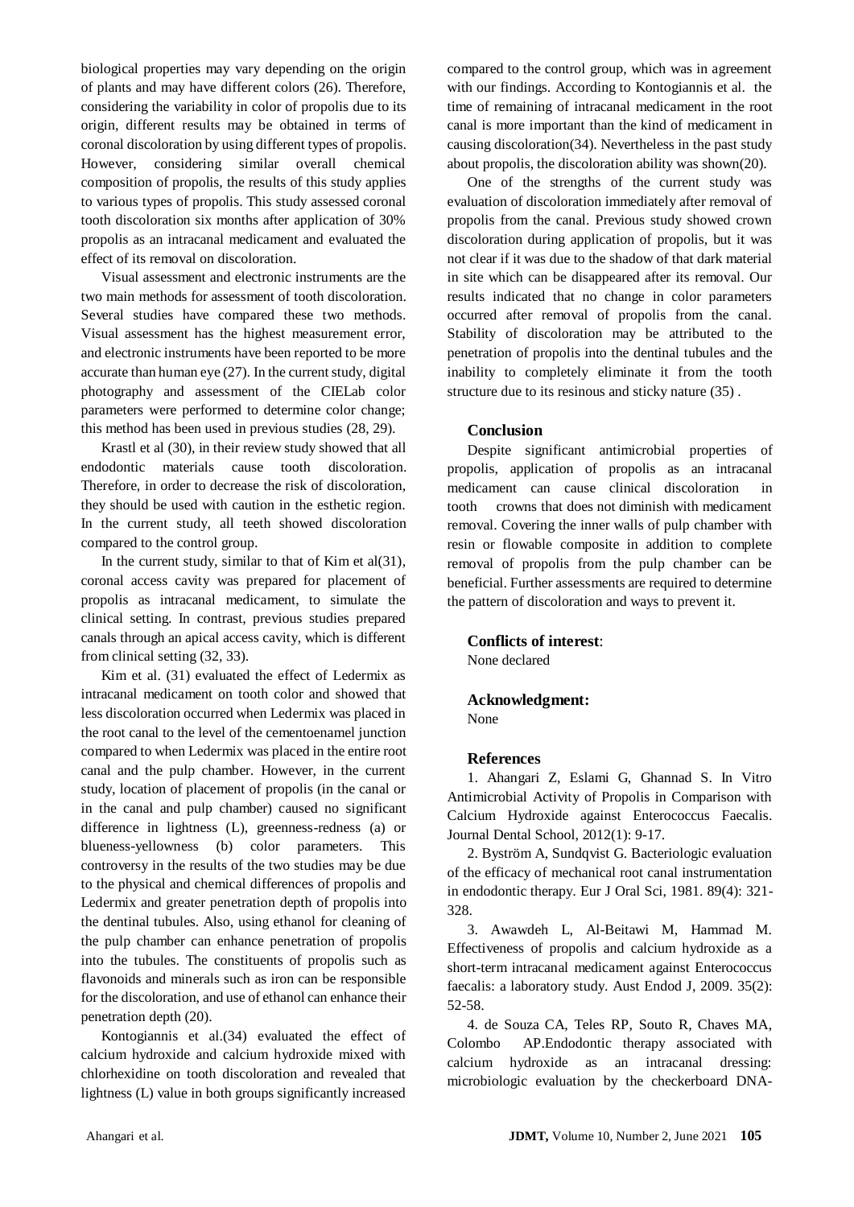biological properties may vary depending on the origin of plants and may have different colors (26). Therefore, considering the variability in color of propolis due to its origin, different results may be obtained in terms of coronal discoloration by using different types of propolis. However, considering similar overall chemical composition of propolis, the results of this study applies to various types of propolis. This study assessed coronal tooth discoloration six months after application of 30% propolis as an intracanal medicament and evaluated the effect of its removal on discoloration.

Visual assessment and electronic instruments are the two main methods for assessment of tooth discoloration. Several studies have compared these two methods. Visual assessment has the highest measurement error, and electronic instruments have been reported to be more accurate than human eye (27). In the current study, digital photography and assessment of the CIELab color parameters were performed to determine color change; this method has been used in previous studies (28, 29).

Krastl et al (30), in their review study showed that all endodontic materials cause tooth discoloration. Therefore, in order to decrease the risk of discoloration, they should be used with caution in the esthetic region. In the current study, all teeth showed discoloration compared to the control group.

In the current study, similar to that of Kim et al(31), coronal access cavity was prepared for placement of propolis as intracanal medicament, to simulate the clinical setting. In contrast, previous studies prepared canals through an apical access cavity, which is different from clinical setting (32, 33).

Kim et al. (31) evaluated the effect of Ledermix as intracanal medicament on tooth color and showed that less discoloration occurred when Ledermix was placed in the root canal to the level of the cementoenamel junction compared to when Ledermix was placed in the entire root canal and the pulp chamber. However, in the current study, location of placement of propolis (in the canal or in the canal and pulp chamber) caused no significant difference in lightness (L), greenness-redness (a) or blueness-yellowness (b) color parameters. This controversy in the results of the two studies may be due to the physical and chemical differences of propolis and Ledermix and greater penetration depth of propolis into the dentinal tubules. Also, using ethanol for cleaning of the pulp chamber can enhance penetration of propolis into the tubules. The constituents of propolis such as flavonoids and minerals such as iron can be responsible for the discoloration, and use of ethanol can enhance their penetration depth (20).

Kontogiannis et al.(34) evaluated the effect of calcium hydroxide and calcium hydroxide mixed with chlorhexidine on tooth discoloration and revealed that lightness (L) value in both groups significantly increased compared to the control group, which was in agreement with our findings. According to Kontogiannis et al. the time of remaining of intracanal medicament in the root canal is more important than the kind of medicament in causing discoloration(34). Nevertheless in the past study about propolis, the discoloration ability was shown(20).

One of the strengths of the current study was evaluation of discoloration immediately after removal of propolis from the canal. Previous study showed crown discoloration during application of propolis, but it was not clear if it was due to the shadow of that dark material in site which can be disappeared after its removal. Our results indicated that no change in color parameters occurred after removal of propolis from the canal. Stability of discoloration may be attributed to the penetration of propolis into the dentinal tubules and the inability to completely eliminate it from the tooth structure due to its resinous and sticky nature (35) .

## Conclusion

Despite significant antimicrobial properties of propolis, application of propolis as an intracanal medicament can cause clinical discoloration in tooth crowns that does not diminish with medicament removal. Covering the inner walls of pulp chamber with resin or flowable composite in addition to complete removal of propolis from the pulp chamber can be beneficial. Further assessments are required to determine the pattern of discoloration and ways to prevent it.

**Conflicts of interest**:
None declared

**Acknowledgment:**
None

## References

1. Ahangari Z, Eslami G, Ghannad S. In Vitro Antimicrobial Activity of Propolis in Comparison with Calcium Hydroxide against Enterococcus Faecalis. Journal Dental School, 2012(1): 9-17.

2. Byström A, Sundqvist G. Bacteriologic evaluation of the efficacy of mechanical root canal instrumentation in endodontic therapy. Eur J Oral Sci, 1981. 89(4): 321-328.

3. Awawdeh L, Al-Beitawi M, Hammad M. Effectiveness of propolis and calcium hydroxide as a short-term intracanal medicament against Enterococcus faecalis: a laboratory study. Aust Endod J, 2009. 35(2): 52-58.

4. de Souza CA, Teles RP, Souto R, Chaves MA, Colombo AP.Endodontic therapy associated with calcium hydroxide as an intracanal dressing: microbiologic evaluation by the checkerboard DNA-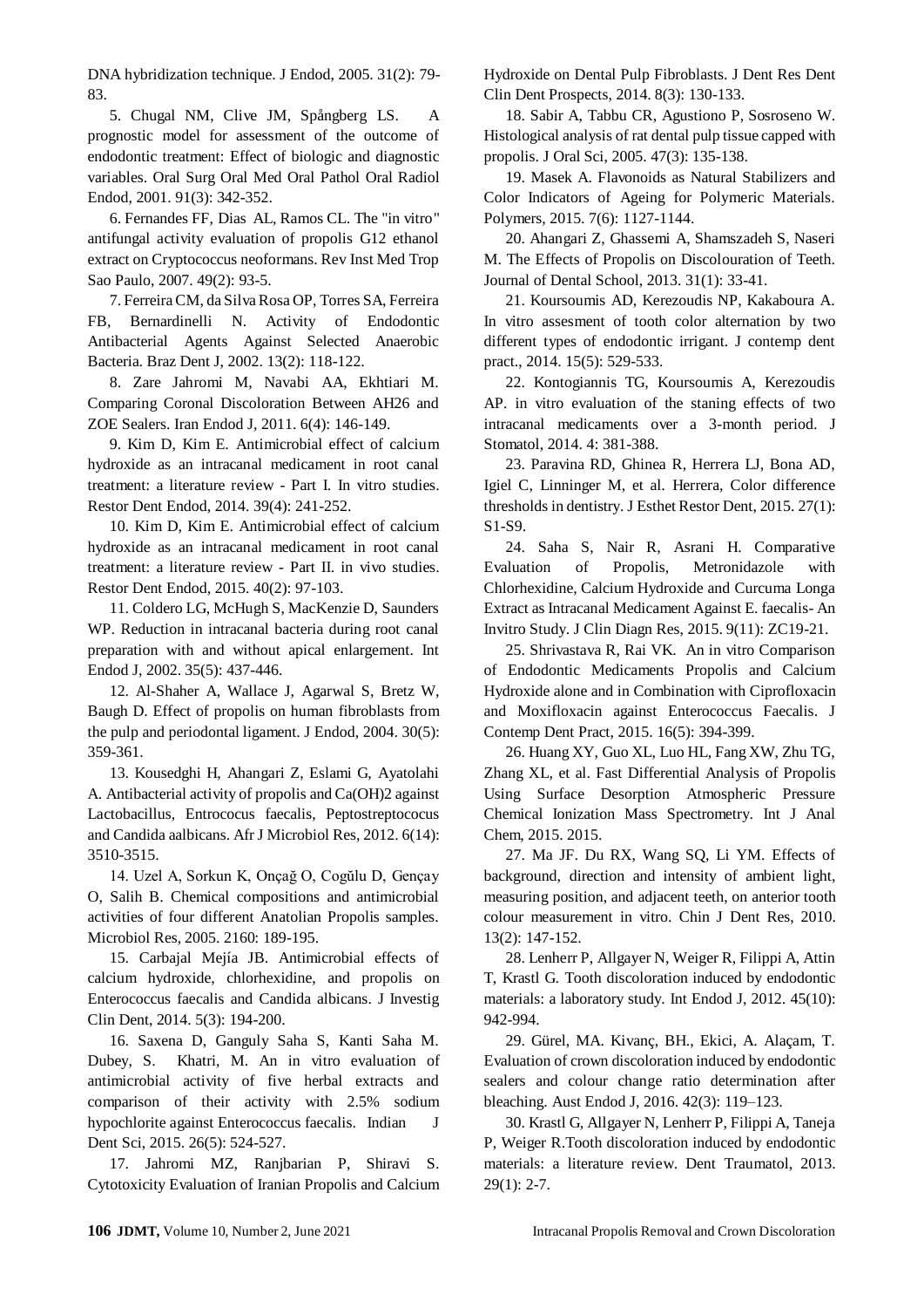DNA hybridization technique. J Endod, 2005. 31(2): 79-83.

5. Chugal NM, Clive JM, Spångberg LS. A prognostic model for assessment of the outcome of endodontic treatment: Effect of biologic and diagnostic variables. Oral Surg Oral Med Oral Pathol Oral Radiol Endod, 2001. 91(3): 342-352.

6. Fernandes FF, Dias AL, Ramos CL. The "in vitro" antifungal activity evaluation of propolis G12 ethanol extract on Cryptococcus neoformans. Rev Inst Med Trop Sao Paulo, 2007. 49(2): 93-5.

7. Ferreira CM, da Silva Rosa OP, Torres SA, Ferreira FB, Bernardinelli N. Activity of Endodontic Antibacterial Agents Against Selected Anaerobic Bacteria. Braz Dent J, 2002. 13(2): 118-122.

8. Zare Jahromi M, Navabi AA, Ekhtiari M. Comparing Coronal Discoloration Between AH26 and ZOE Sealers. Iran Endod J, 2011. 6(4): 146-149.

9. Kim D, Kim E. Antimicrobial effect of calcium hydroxide as an intracanal medicament in root canal treatment: a literature review - Part I. In vitro studies. Restor Dent Endod, 2014. 39(4): 241-252.

10. Kim D, Kim E. Antimicrobial effect of calcium hydroxide as an intracanal medicament in root canal treatment: a literature review - Part II. in vivo studies. Restor Dent Endod, 2015. 40(2): 97-103.

11. Coldero LG, McHugh S, MacKenzie D, Saunders WP. Reduction in intracanal bacteria during root canal preparation with and without apical enlargement. Int Endod J, 2002. 35(5): 437-446.

12. Al-Shaher A, Wallace J, Agarwal S, Bretz W, Baugh D. Effect of propolis on human fibroblasts from the pulp and periodontal ligament. J Endod, 2004. 30(5): 359-361.

13. Kousedghi H, Ahangari Z, Eslami G, Ayatolahi A. Antibacterial activity of propolis and Ca(OH)2 against Lactobacillus, Entrococus faecalis, Peptostreptococus and Candida aalbicans. Afr J Microbiol Res, 2012. 6(14): 3510-3515.

14. Uzel A, Sorkun K, Onçağ O, Cogŭlu D, Gençay O, Salih B. Chemical compositions and antimicrobial activities of four different Anatolian Propolis samples. Microbiol Res, 2005. 2160: 189-195.

15. Carbajal Mejía JB. Antimicrobial effects of calcium hydroxide, chlorhexidine, and propolis on Enterococcus faecalis and Candida albicans. J Investig Clin Dent, 2014. 5(3): 194-200.

16. Saxena D, Ganguly Saha S, Kanti Saha M. Dubey, S. Khatri, M. An in vitro evaluation of antimicrobial activity of five herbal extracts and comparison of their activity with 2.5% sodium hypochlorite against Enterococcus faecalis. Indian J Dent Sci, 2015. 26(5): 524-527.

17. Jahromi MZ, Ranjbarian P, Shiravi S. Cytotoxicity Evaluation of Iranian Propolis and Calcium Hydroxide on Dental Pulp Fibroblasts. J Dent Res Dent Clin Dent Prospects, 2014. 8(3): 130-133.

18. Sabir A, Tabbu CR, Agustiono P, Sosroseno W. Histological analysis of rat dental pulp tissue capped with propolis. J Oral Sci, 2005. 47(3): 135-138.

19. Masek A. Flavonoids as Natural Stabilizers and Color Indicators of Ageing for Polymeric Materials. Polymers, 2015. 7(6): 1127-1144.

20. Ahangari Z, Ghassemi A, Shamszadeh S, Naseri M. The Effects of Propolis on Discolouration of Teeth. Journal of Dental School, 2013. 31(1): 33-41.

21. Koursoumis AD, Kerezoudis NP, Kakaboura A. In vitro assesment of tooth color alternation by two different types of endodontic irrigant. J contemp dent pract., 2014. 15(5): 529-533.

22. Kontogiannis TG, Koursoumis A, Kerezoudis AP. in vitro evaluation of the staning effects of two intracanal medicaments over a 3-month period. J Stomatol, 2014. 4: 381-388.

23. Paravina RD, Ghinea R, Herrera LJ, Bona AD, Igiel C, Linninger M, et al. Herrera, Color difference thresholds in dentistry. J Esthet Restor Dent, 2015. 27(1): S1-S9.

24. Saha S, Nair R, Asrani H. Comparative Evaluation of Propolis, Metronidazole with Chlorhexidine, Calcium Hydroxide and Curcuma Longa Extract as Intracanal Medicament Against E. faecalis- An Invitro Study. J Clin Diagn Res, 2015. 9(11): ZC19-21.

25. Shrivastava R, Rai VK. An in vitro Comparison of Endodontic Medicaments Propolis and Calcium Hydroxide alone and in Combination with Ciprofloxacin and Moxifloxacin against Enterococcus Faecalis. J Contemp Dent Pract, 2015. 16(5): 394-399.

26. Huang XY, Guo XL, Luo HL, Fang XW, Zhu TG, Zhang XL, et al. Fast Differential Analysis of Propolis Using Surface Desorption Atmospheric Pressure Chemical Ionization Mass Spectrometry. Int J Anal Chem, 2015. 2015.

27. Ma JF. Du RX, Wang SQ, Li YM. Effects of background, direction and intensity of ambient light, measuring position, and adjacent teeth, on anterior tooth colour measurement in vitro. Chin J Dent Res, 2010. 13(2): 147-152.

28. Lenherr P, Allgayer N, Weiger R, Filippi A, Attin T, Krastl G. Tooth discoloration induced by endodontic materials: a laboratory study. Int Endod J, 2012. 45(10): 942-994.

29. Gürel, MA. Kivanç, BH., Ekici, A. Alaçam, T. Evaluation of crown discoloration induced by endodontic sealers and colour change ratio determination after bleaching. Aust Endod J, 2016. 42(3): 119–123.

30. Krastl G, Allgayer N, Lenherr P, Filippi A, Taneja P, Weiger R.Tooth discoloration induced by endodontic materials: a literature review. Dent Traumatol, 2013. 29(1): 2-7.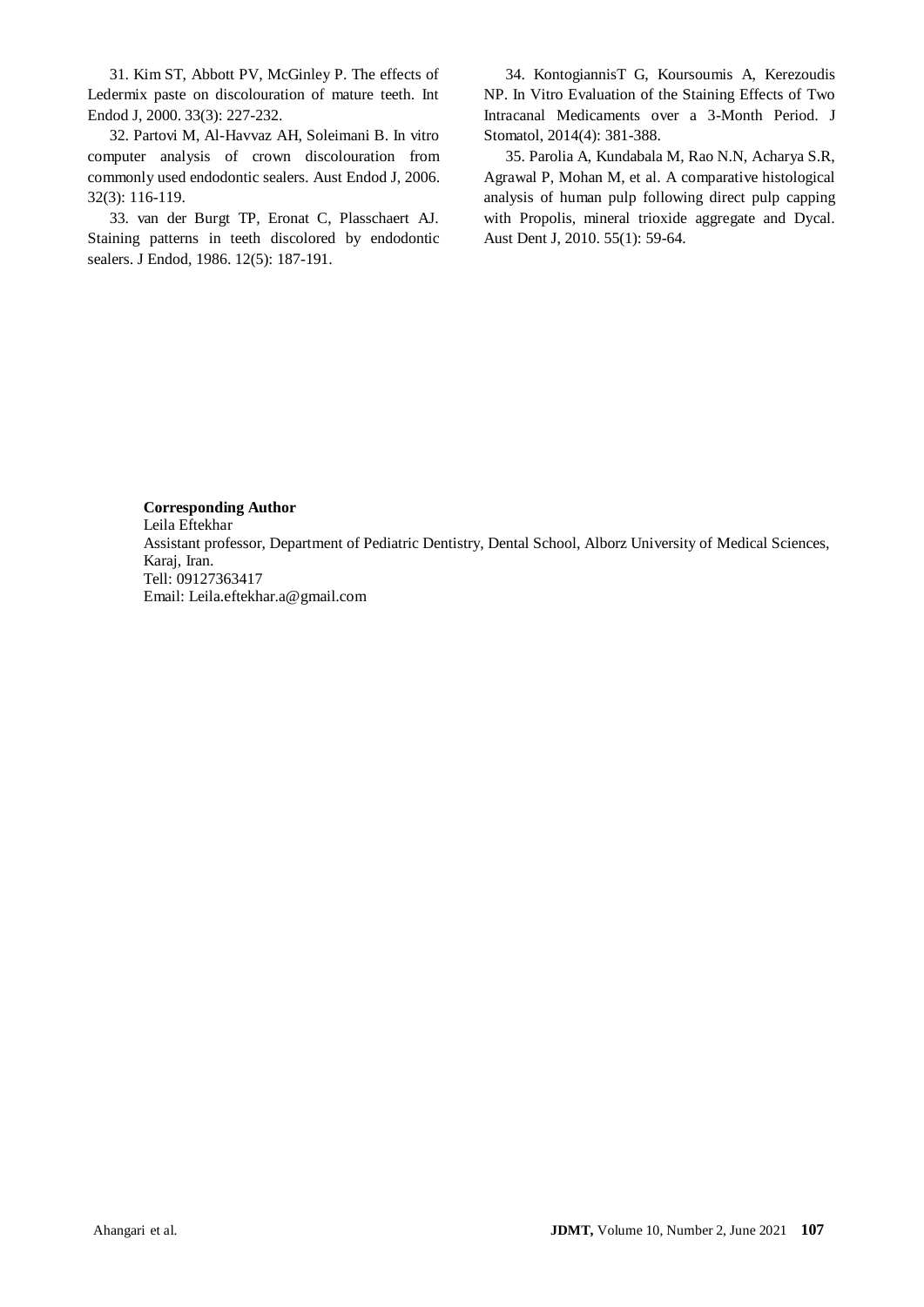31. Kim ST, Abbott PV, McGinley P. The effects of Ledermix paste on discolouration of mature teeth. Int Endod J, 2000. 33(3): 227-232.

32. Partovi M, Al-Havvaz AH, Soleimani B. In vitro computer analysis of crown discolouration from commonly used endodontic sealers. Aust Endod J, 2006. 32(3): 116-119.

33. van der Burgt TP, Eronat C, Plasschaert AJ. Staining patterns in teeth discolored by endodontic sealers. J Endod, 1986. 12(5): 187-191.

34. KontogiannisT G, Koursoumis A, Kerezoudis NP. In Vitro Evaluation of the Staining Effects of Two Intracanal Medicaments over a 3-Month Period. J Stomatol, 2014(4): 381-388.

35. Parolia A, Kundabala M, Rao N.N, Acharya S.R, Agrawal P, Mohan M, et al. A comparative histological analysis of human pulp following direct pulp capping with Propolis, mineral trioxide aggregate and Dycal. Aust Dent J, 2010. 55(1): 59-64.

**Corresponding Author**
Leila Eftekhar
Assistant professor, Department of Pediatric Dentistry, Dental School, Alborz University of Medical Sciences, Karaj, Iran.
Tell: 09127363417
Email: Leila.eftekhar.a@gmail.com